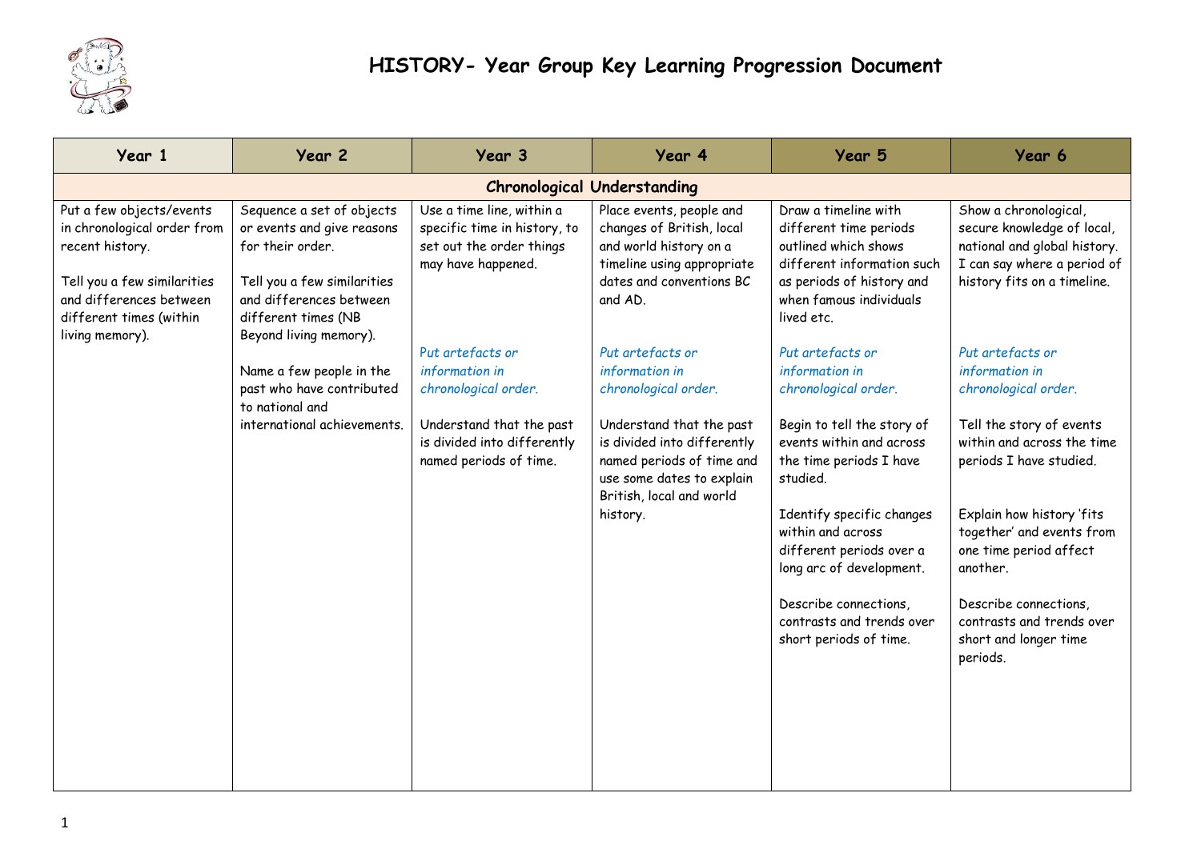# HISTORY- Year Group Key Learning Progression Document

| Year 1 | Year 2 | Year 3 | Year 4 | Year 5 | Year 6 |
|---|---|---|---|---|---|
| **Chronological Understanding** | | | | | |
| Put a few objects/events in chronological order from recent history.<br><br>Tell you a few similarities and differences between different times (within living memory). | Sequence a set of objects or events and give reasons for their order.<br><br>Tell you a few similarities and differences between different times (NB Beyond living memory).<br><br>Name a few people in the past who have contributed to national and international achievements. | Use a time line, within a specific time in history, to set out the order things may have happened.<br><br>*Put artefacts or information in chronological order.*<br><br>Understand that the past is divided into differently named periods of time. | Place events, people and changes of British, local and world history on a timeline using appropriate dates and conventions BC and AD.<br><br>*Put artefacts or information in chronological order.*<br><br>Understand that the past is divided into differently named periods of time and use some dates to explain British, local and world history. | Draw a timeline with different time periods outlined which shows different information such as periods of history and when famous individuals lived etc.<br><br>*Put artefacts or information in chronological order.*<br><br>Begin to tell the story of events within and across the time periods I have studied.<br><br>Identify specific changes within and across different periods over a long arc of development.<br><br>Describe connections, contrasts and trends over short periods of time. | Show a chronological, secure knowledge of local, national and global history. I can say where a period of history fits on a timeline.<br><br>*Put artefacts or information in chronological order.*<br><br>Tell the story of events within and across the time periods I have studied.<br><br>Explain how history 'fits together' and events from one time period affect another.<br><br>Describe connections, contrasts and trends over short and longer time periods. |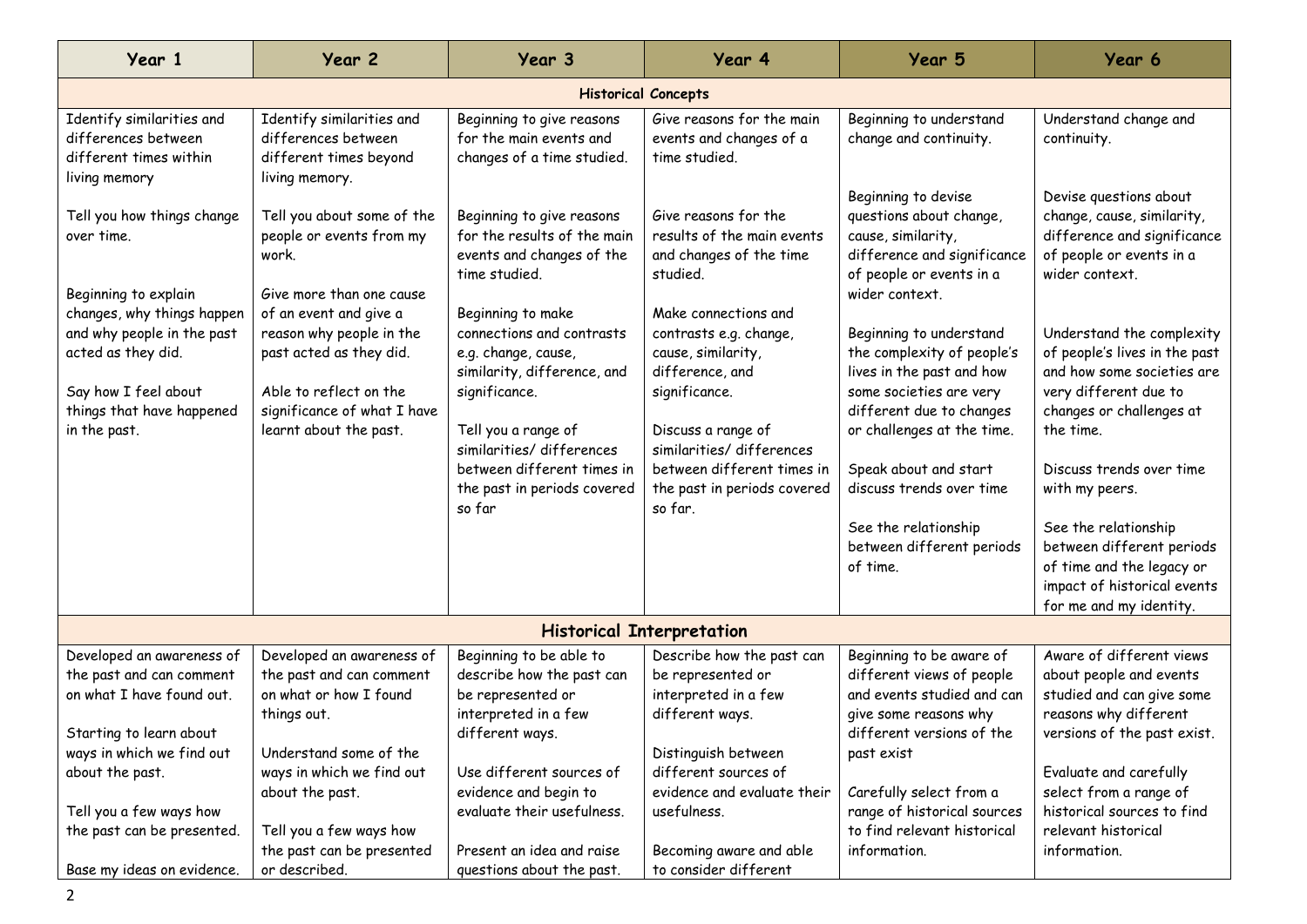| Year 1 | Year 2 | Year 3 | Year 4 | Year 5 | Year 6 |
|---|---|---|---|---|---|
| **Historical Concepts** | | | | | |
| Identify similarities and differences between different times within living memory<br><br>Tell you how things change over time.<br><br>Beginning to explain changes, why things happen and why people in the past acted as they did.<br><br>Say how I feel about things that have happened in the past. | Identify similarities and differences between different times beyond living memory.<br><br>Tell you about some of the people or events from my work.<br><br>Give more than one cause of an event and give a reason why people in the past acted as they did.<br><br>Able to reflect on the significance of what I have learnt about the past. | Beginning to give reasons for the main events and changes of a time studied.<br><br>Beginning to give reasons for the results of the main events and changes of the time studied.<br><br>Beginning to make connections and contrasts e.g. change, cause, similarity, difference, and significance.<br><br>Tell you a range of similarities/ differences between different times in the past in periods covered so far | Give reasons for the main events and changes of a time studied.<br><br>Give reasons for the results of the main events and changes of the time studied.<br><br>Make connections and contrasts e.g. change, cause, similarity, difference, and significance.<br><br>Discuss a range of similarities/ differences between different times in the past in periods covered so far. | Beginning to understand change and continuity.<br><br>Beginning to devise questions about change, cause, similarity, difference and significance of people or events in a wider context.<br><br>Beginning to understand the complexity of people's lives in the past and how some societies are very different due to changes or challenges at the time.<br><br>Speak about and start discuss trends over time<br><br>See the relationship between different periods of time. | Understand change and continuity.<br><br>Devise questions about change, cause, similarity, difference and significance of people or events in a wider context.<br><br>Understand the complexity of people's lives in the past and how some societies are very different due to changes or challenges at the time.<br><br>Discuss trends over time with my peers.<br><br>See the relationship between different periods of time and the legacy or impact of historical events for me and my identity. |
| **Historical Interpretation** | | | | | |
| Developed an awareness of the past and can comment on what I have found out.<br><br>Starting to learn about ways in which we find out about the past.<br><br>Tell you a few ways how the past can be presented.<br><br>Base my ideas on evidence. | Developed an awareness of the past and can comment on what or how I found things out.<br><br>Understand some of the ways in which we find out about the past.<br><br>Tell you a few ways how the past can be presented or described. | Beginning to be able to describe how the past can be represented or interpreted in a few different ways.<br><br>Use different sources of evidence and begin to evaluate their usefulness.<br><br>Present an idea and raise questions about the past. | Describe how the past can be represented or interpreted in a few different ways.<br><br>Distinguish between different sources of evidence and evaluate their usefulness.<br><br>Becoming aware and able to consider different | Beginning to be aware of different views of people and events studied and can give some reasons why different versions of the past exist<br><br>Carefully select from a range of historical sources to find relevant historical information. | Aware of different views about people and events studied and can give some reasons why different versions of the past exist.<br><br>Evaluate and carefully select from a range of historical sources to find relevant historical information. |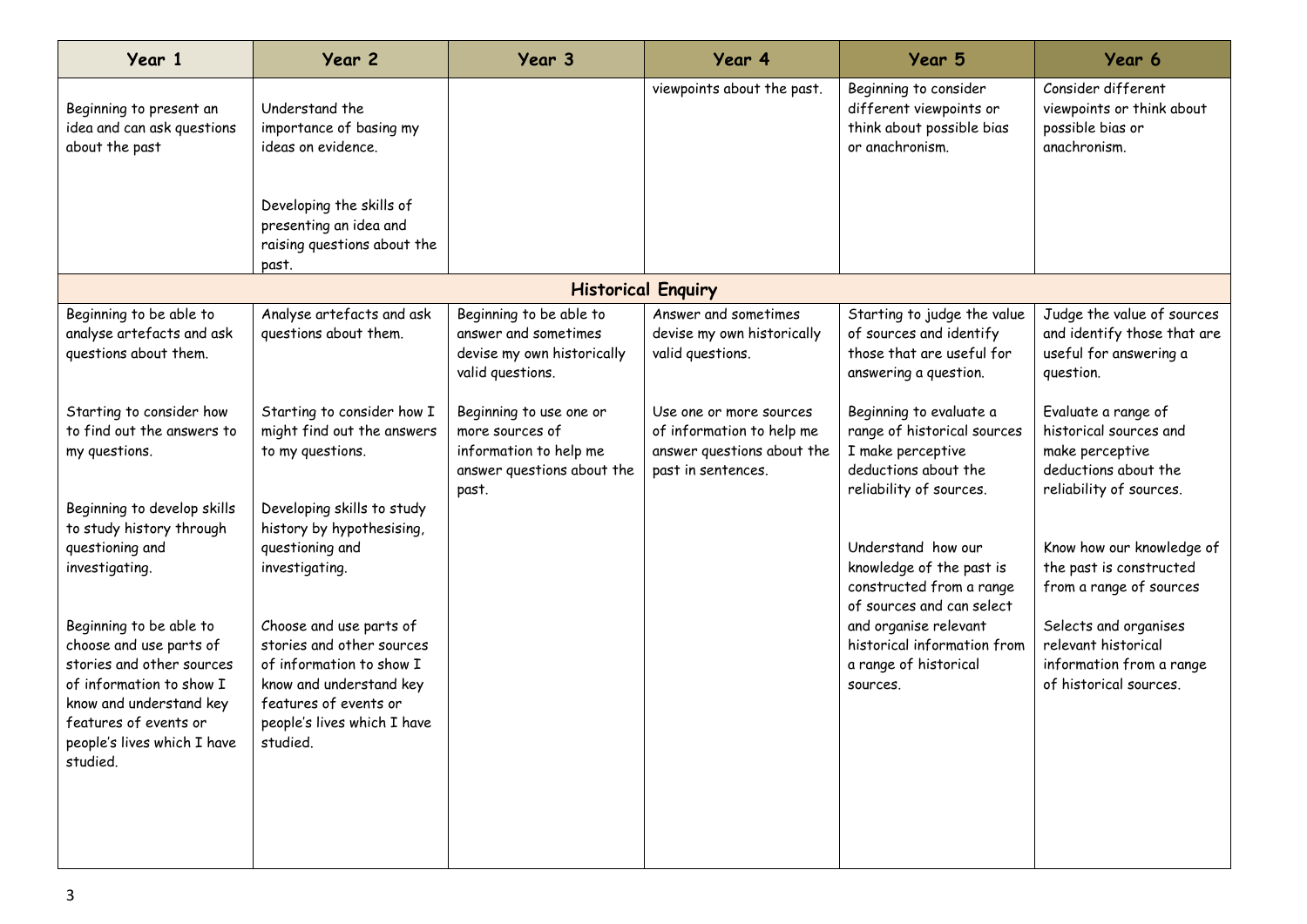| Year 1 | Year 2 | Year 3 | Year 4 | Year 5 | Year 6 |
|---|---|---|---|---|---|
| Beginning to present an idea and can ask questions about the past | Understand the importance of basing my ideas on evidence.<br><br>Developing the skills of presenting an idea and raising questions about the past. | | viewpoints about the past. | Beginning to consider different viewpoints or think about possible bias or anachronism. | Consider different viewpoints or think about possible bias or anachronism. |
| **Historical Enquiry** | | | | | |
| Beginning to be able to analyse artefacts and ask questions about them.<br><br>Starting to consider how to find out the answers to my questions.<br><br>Beginning to develop skills to study history through questioning and investigating.<br><br>Beginning to be able to choose and use parts of stories and other sources of information to show I know and understand key features of events or people's lives which I have studied. | Analyse artefacts and ask questions about them.<br><br>Starting to consider how I might find out the answers to my questions.<br><br>Developing skills to study history by hypothesising, questioning and investigating.<br><br>Choose and use parts of stories and other sources of information to show I know and understand key features of events or people's lives which I have studied. | Beginning to be able to answer and sometimes devise my own historically valid questions.<br><br>Beginning to use one or more sources of information to help me answer questions about the past. | Answer and sometimes devise my own historically valid questions.<br><br>Use one or more sources of information to help me answer questions about the past in sentences. | Starting to judge the value of sources and identify those that are useful for answering a question.<br><br>Beginning to evaluate a range of historical sources I make perceptive deductions about the reliability of sources.<br><br>Understand how our knowledge of the past is constructed from a range of sources and can select and organise relevant historical information from a range of historical sources. | Judge the value of sources and identify those that are useful for answering a question.<br><br>Evaluate a range of historical sources and make perceptive deductions about the reliability of sources.<br><br>Know how our knowledge of the past is constructed from a range of sources<br><br>Selects and organises relevant historical information from a range of historical sources. |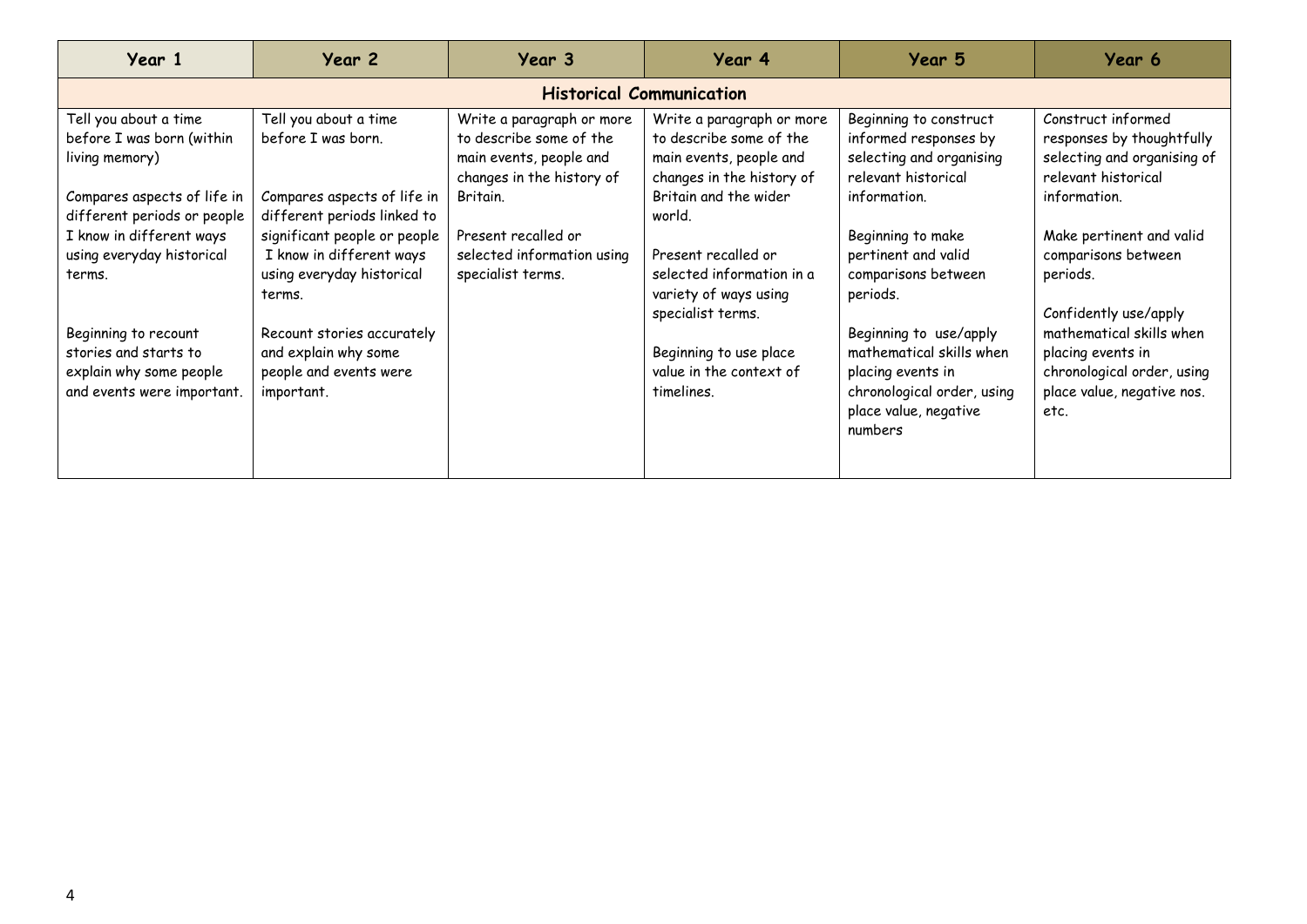| Year 1 | Year 2 | Year 3 | Year 4 | Year 5 | Year 6 |
|---|---|---|---|---|---|
| **Historical Communication** | | | | | |
| Tell you about a time before I was born (within living memory)<br><br>Compares aspects of life in different periods or people I know in different ways using everyday historical terms.<br><br>Beginning to recount stories and starts to explain why some people and events were important. | Tell you about a time before I was born.<br><br>Compares aspects of life in different periods linked to significant people or people I know in different ways using everyday historical terms.<br><br>Recount stories accurately and explain why some people and events were important. | Write a paragraph or more to describe some of the main events, people and changes in the history of Britain.<br><br>Present recalled or selected information using specialist terms. | Write a paragraph or more to describe some of the main events, people and changes in the history of Britain and the wider world.<br><br>Present recalled or selected information in a variety of ways using specialist terms.<br><br>Beginning to use place value in the context of timelines. | Beginning to construct informed responses by selecting and organising relevant historical information.<br><br>Beginning to make pertinent and valid comparisons between periods.<br><br>Beginning to use/apply mathematical skills when placing events in chronological order, using place value, negative numbers | Construct informed responses by thoughtfully selecting and organising of relevant historical information.<br><br>Make pertinent and valid comparisons between periods.<br><br>Confidently use/apply mathematical skills when placing events in chronological order, using place value, negative nos. etc. |